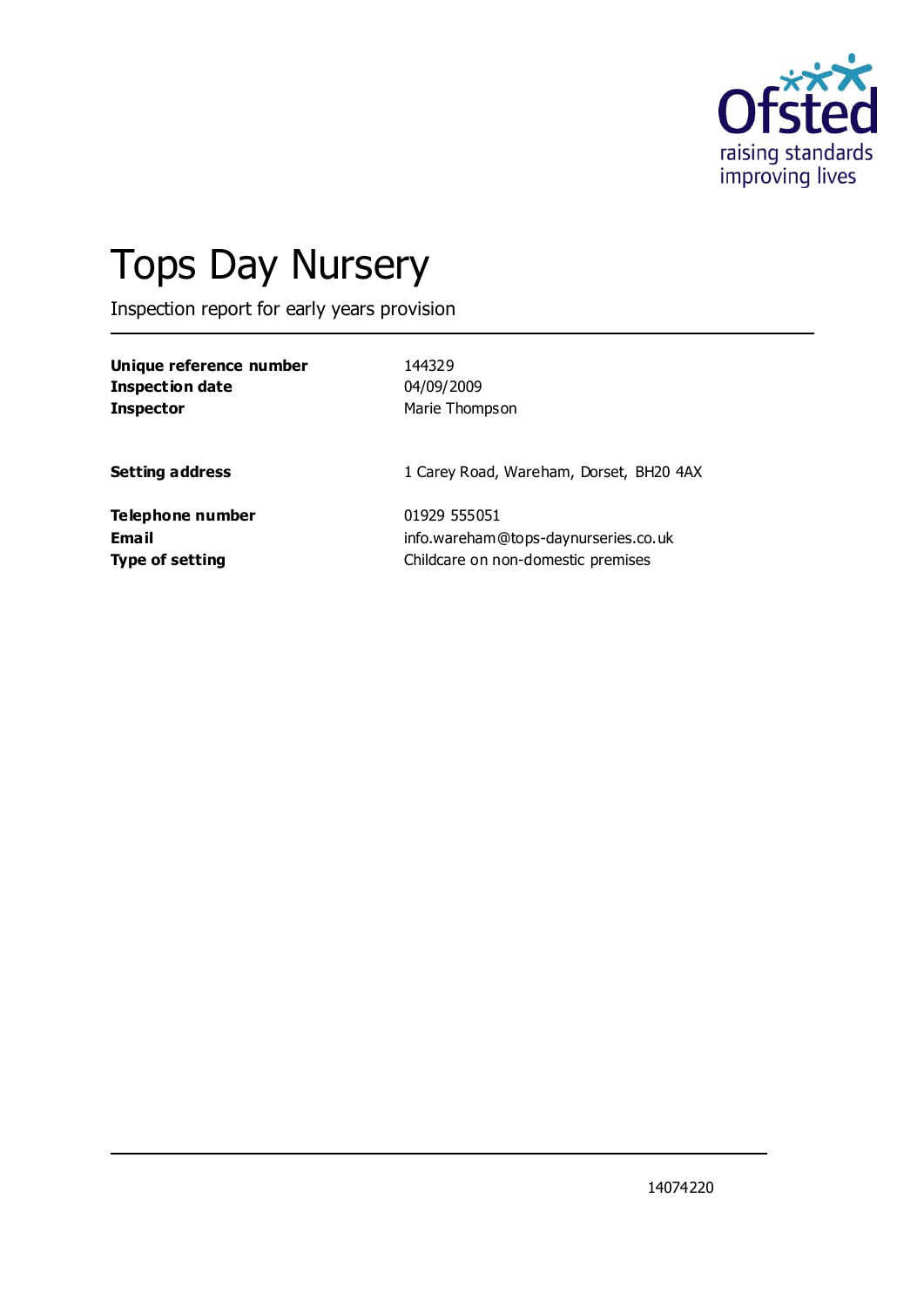# Tops Day Nursery

Inspection report for early years provision

| | |
|---|---|
| **Unique reference number** | 144329 |
| **Inspection date** | 04/09/2009 |
| **Inspector** | Marie Thompson |

| | |
|---|---|
| **Setting address** | 1 Carey Road, Wareham, Dorset, BH20 4AX |

| | |
|---|---|
| **Telephone number** | 01929 555051 |
| **Email** | info.wareham@tops-daynurseries.co.uk |
| **Type of setting** | Childcare on non-domestic premises |

14074220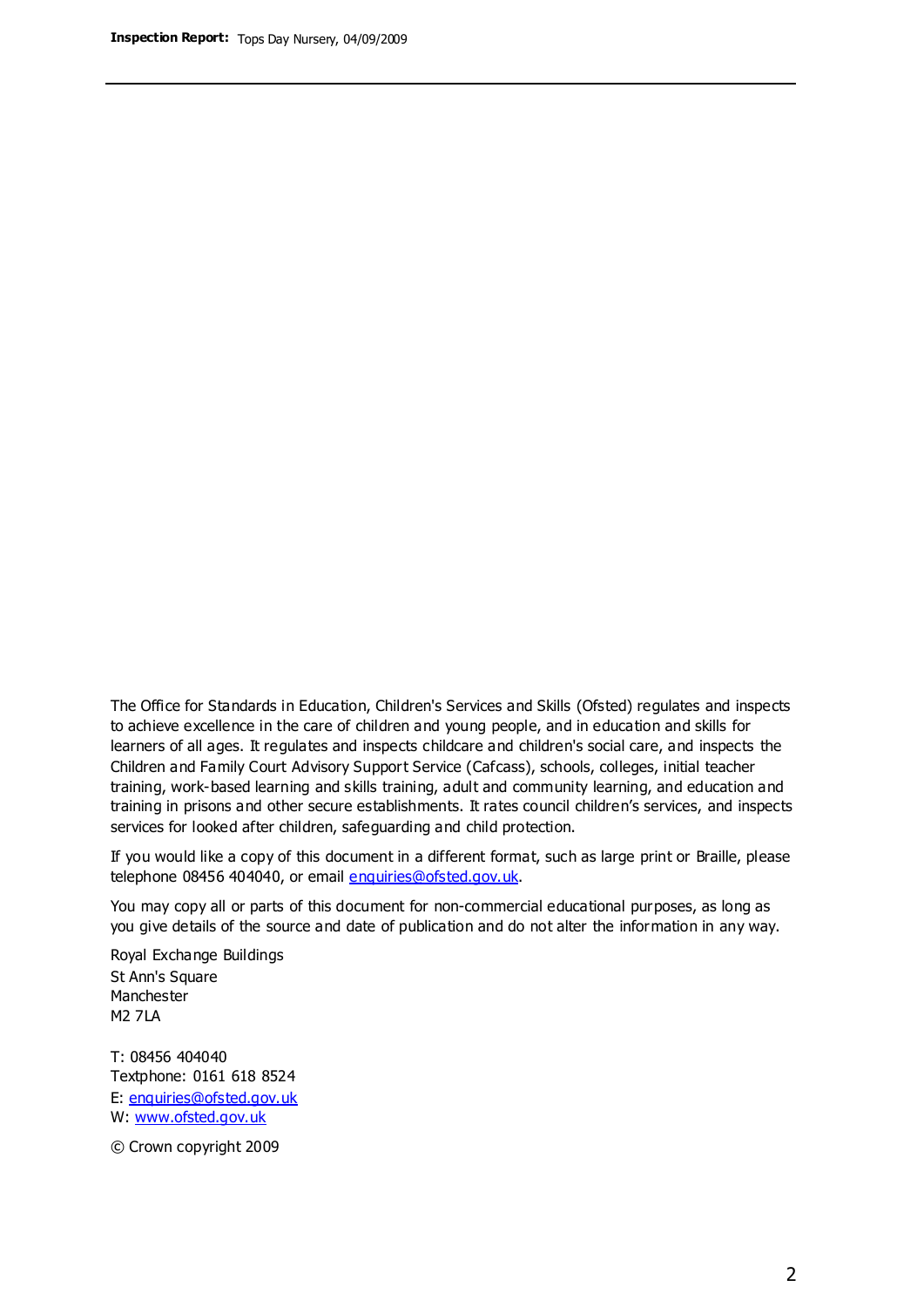The Office for Standards in Education, Children's Services and Skills (Ofsted) regulates and inspects to achieve excellence in the care of children and young people, and in education and skills for learners of all ages. It regulates and inspects childcare and children's social care, and inspects the Children and Family Court Advisory Support Service (Cafcass), schools, colleges, initial teacher training, work-based learning and skills training, adult and community learning, and education and training in prisons and other secure establishments. It rates council children's services, and inspects services for looked after children, safeguarding and child protection.

If you would like a copy of this document in a different format, such as large print or Braille, please telephone 08456 404040, or email enquiries@ofsted.gov.uk.

You may copy all or parts of this document for non-commercial educational purposes, as long as you give details of the source and date of publication and do not alter the information in any way.

Royal Exchange Buildings
St Ann's Square
Manchester
M2 7LA

T: 08456 404040
Textphone: 0161 618 8524
E: enquiries@ofsted.gov.uk
W: www.ofsted.gov.uk

© Crown copyright 2009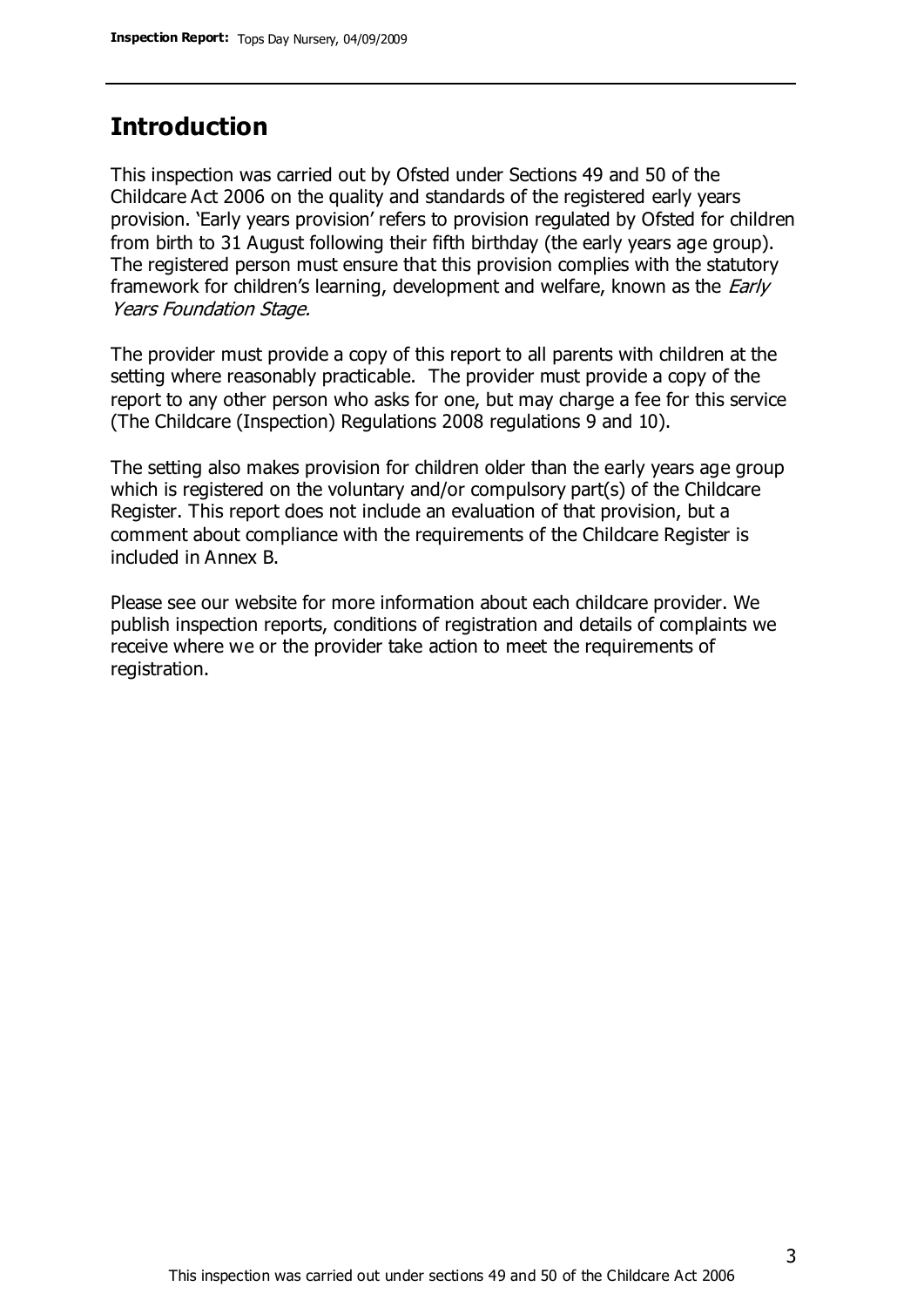## Introduction

This inspection was carried out by Ofsted under Sections 49 and 50 of the Childcare Act 2006 on the quality and standards of the registered early years provision. 'Early years provision' refers to provision regulated by Ofsted for children from birth to 31 August following their fifth birthday (the early years age group). The registered person must ensure that this provision complies with the statutory framework for children's learning, development and welfare, known as the *Early Years Foundation Stage.*

The provider must provide a copy of this report to all parents with children at the setting where reasonably practicable. The provider must provide a copy of the report to any other person who asks for one, but may charge a fee for this service (The Childcare (Inspection) Regulations 2008 regulations 9 and 10).

The setting also makes provision for children older than the early years age group which is registered on the voluntary and/or compulsory part(s) of the Childcare Register. This report does not include an evaluation of that provision, but a comment about compliance with the requirements of the Childcare Register is included in Annex B.

Please see our website for more information about each childcare provider. We publish inspection reports, conditions of registration and details of complaints we receive where we or the provider take action to meet the requirements of registration.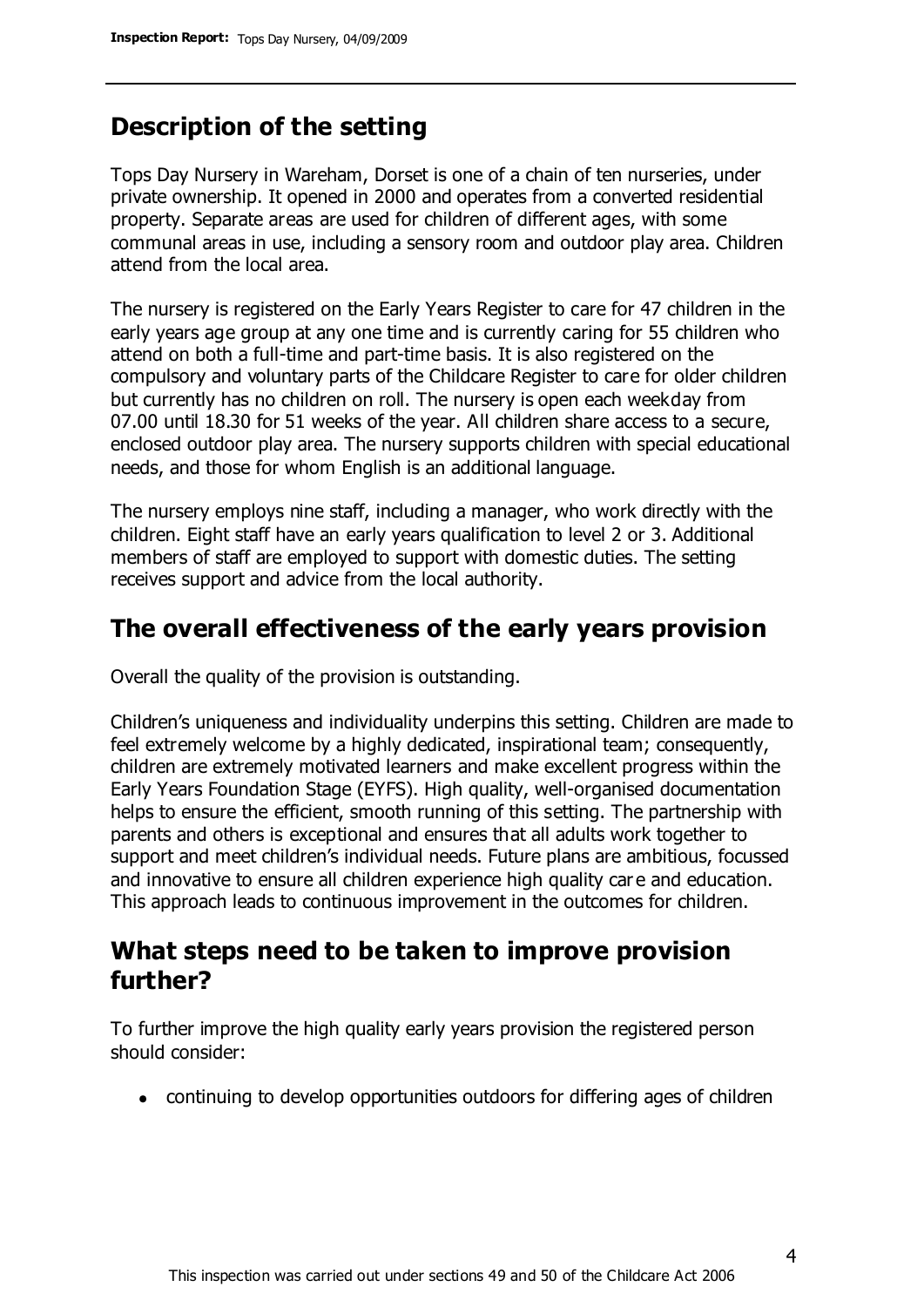## Description of the setting

Tops Day Nursery in Wareham, Dorset is one of a chain of ten nurseries, under private ownership. It opened in 2000 and operates from a converted residential property. Separate areas are used for children of different ages, with some communal areas in use, including a sensory room and outdoor play area. Children attend from the local area.

The nursery is registered on the Early Years Register to care for 47 children in the early years age group at any one time and is currently caring for 55 children who attend on both a full-time and part-time basis. It is also registered on the compulsory and voluntary parts of the Childcare Register to care for older children but currently has no children on roll. The nursery is open each weekday from 07.00 until 18.30 for 51 weeks of the year. All children share access to a secure, enclosed outdoor play area. The nursery supports children with special educational needs, and those for whom English is an additional language.

The nursery employs nine staff, including a manager, who work directly with the children. Eight staff have an early years qualification to level 2 or 3. Additional members of staff are employed to support with domestic duties. The setting receives support and advice from the local authority.

## The overall effectiveness of the early years provision

Overall the quality of the provision is outstanding.

Children's uniqueness and individuality underpins this setting. Children are made to feel extremely welcome by a highly dedicated, inspirational team; consequently, children are extremely motivated learners and make excellent progress within the Early Years Foundation Stage (EYFS). High quality, well-organised documentation helps to ensure the efficient, smooth running of this setting. The partnership with parents and others is exceptional and ensures that all adults work together to support and meet children's individual needs. Future plans are ambitious, focussed and innovative to ensure all children experience high quality care and education. This approach leads to continuous improvement in the outcomes for children.

## What steps need to be taken to improve provision further?

To further improve the high quality early years provision the registered person should consider:

- continuing to develop opportunities outdoors for differing ages of children

This inspection was carried out under sections 49 and 50 of the Childcare Act 2006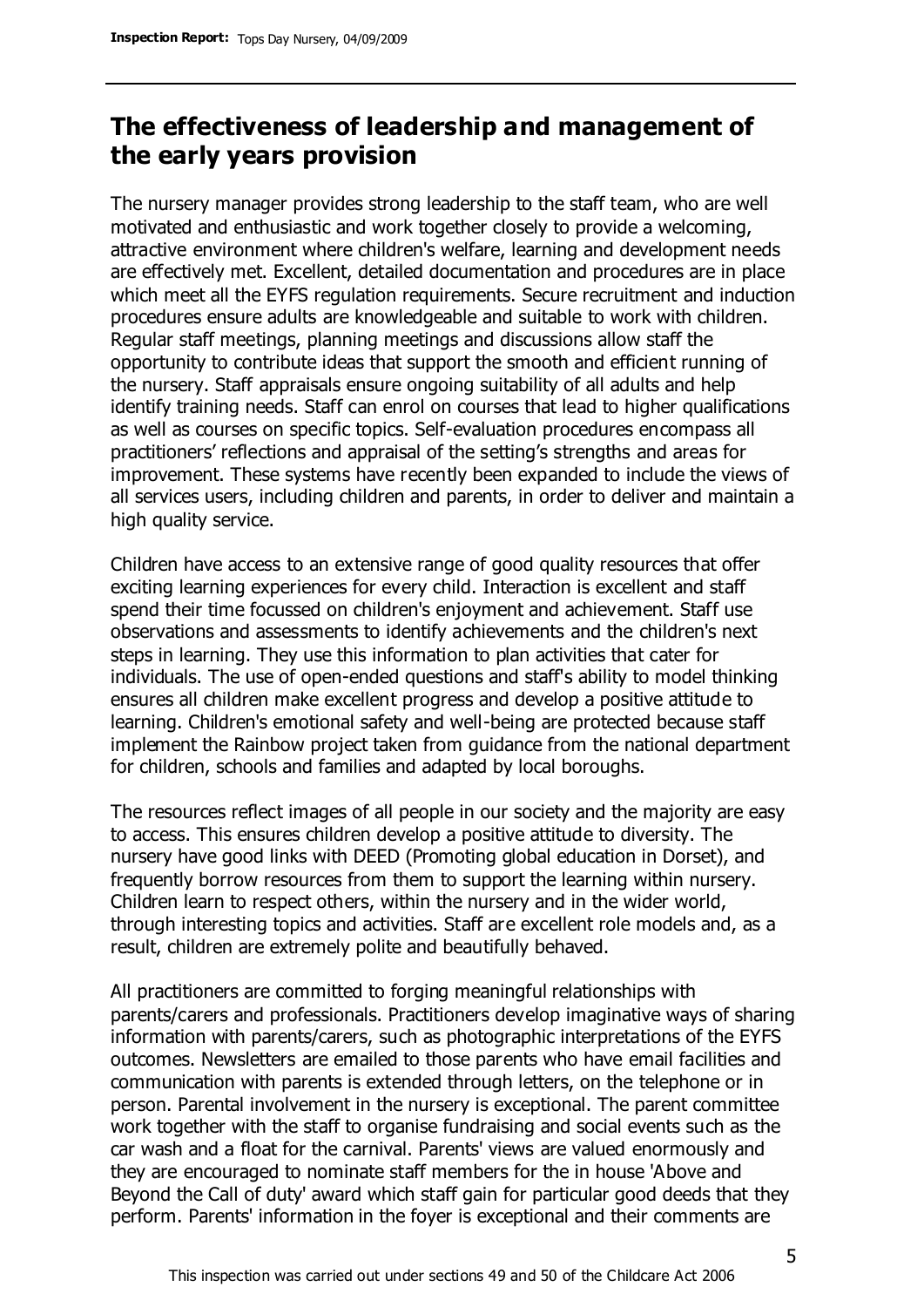## The effectiveness of leadership and management of the early years provision

The nursery manager provides strong leadership to the staff team, who are well motivated and enthusiastic and work together closely to provide a welcoming, attractive environment where children's welfare, learning and development needs are effectively met. Excellent, detailed documentation and procedures are in place which meet all the EYFS regulation requirements. Secure recruitment and induction procedures ensure adults are knowledgeable and suitable to work with children. Regular staff meetings, planning meetings and discussions allow staff the opportunity to contribute ideas that support the smooth and efficient running of the nursery. Staff appraisals ensure ongoing suitability of all adults and help identify training needs. Staff can enrol on courses that lead to higher qualifications as well as courses on specific topics. Self-evaluation procedures encompass all practitioners' reflections and appraisal of the setting's strengths and areas for improvement. These systems have recently been expanded to include the views of all services users, including children and parents, in order to deliver and maintain a high quality service.

Children have access to an extensive range of good quality resources that offer exciting learning experiences for every child. Interaction is excellent and staff spend their time focussed on children's enjoyment and achievement. Staff use observations and assessments to identify achievements and the children's next steps in learning. They use this information to plan activities that cater for individuals. The use of open-ended questions and staff's ability to model thinking ensures all children make excellent progress and develop a positive attitude to learning. Children's emotional safety and well-being are protected because staff implement the Rainbow project taken from guidance from the national department for children, schools and families and adapted by local boroughs.

The resources reflect images of all people in our society and the majority are easy to access. This ensures children develop a positive attitude to diversity. The nursery have good links with DEED (Promoting global education in Dorset), and frequently borrow resources from them to support the learning within nursery. Children learn to respect others, within the nursery and in the wider world, through interesting topics and activities. Staff are excellent role models and, as a result, children are extremely polite and beautifully behaved.

All practitioners are committed to forging meaningful relationships with parents/carers and professionals. Practitioners develop imaginative ways of sharing information with parents/carers, such as photographic interpretations of the EYFS outcomes. Newsletters are emailed to those parents who have email facilities and communication with parents is extended through letters, on the telephone or in person. Parental involvement in the nursery is exceptional. The parent committee work together with the staff to organise fundraising and social events such as the car wash and a float for the carnival. Parents' views are valued enormously and they are encouraged to nominate staff members for the in house 'Above and Beyond the Call of duty' award which staff gain for particular good deeds that they perform. Parents' information in the foyer is exceptional and their comments are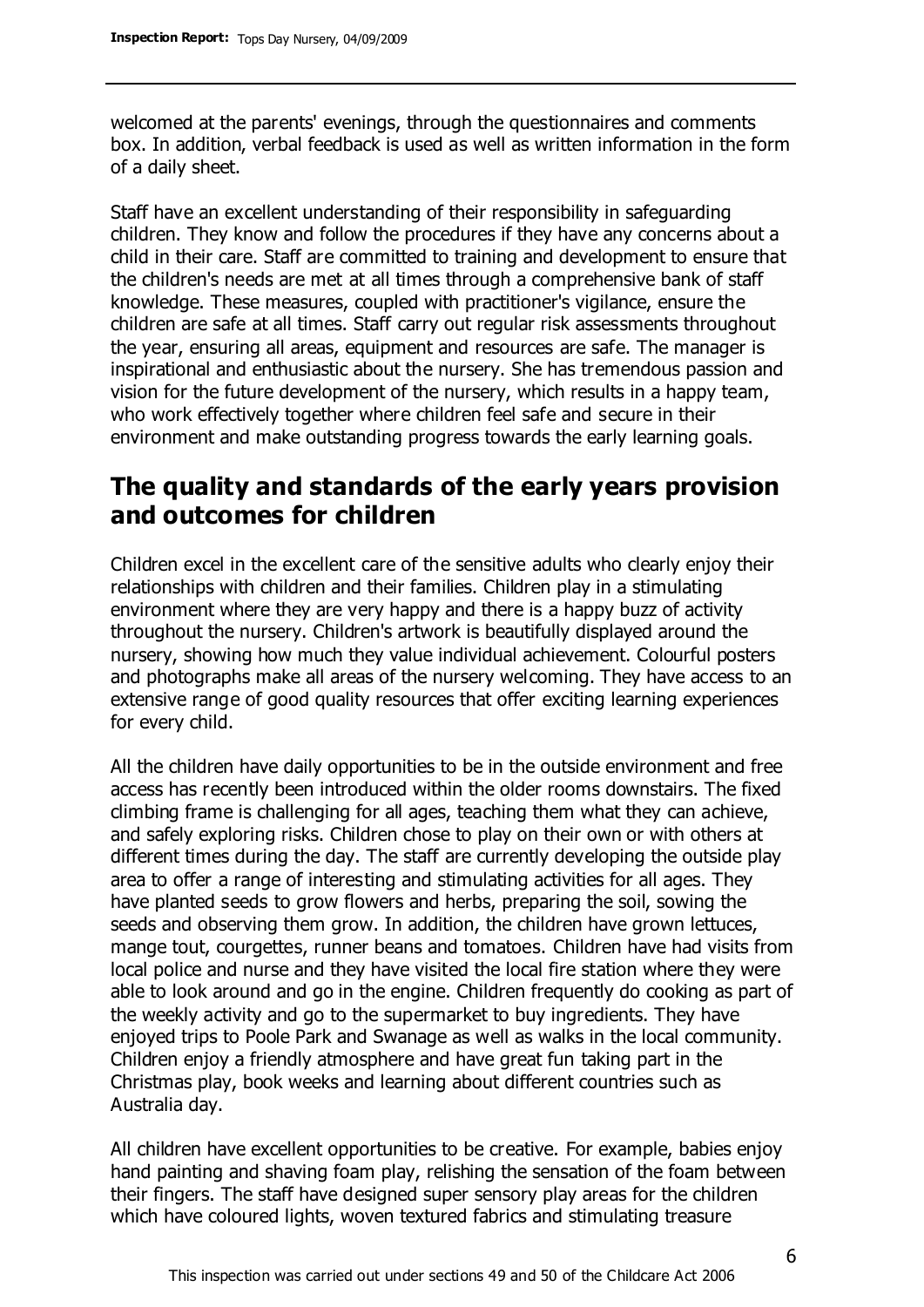welcomed at the parents' evenings, through the questionnaires and comments box. In addition, verbal feedback is used as well as written information in the form of a daily sheet.

Staff have an excellent understanding of their responsibility in safeguarding children. They know and follow the procedures if they have any concerns about a child in their care. Staff are committed to training and development to ensure that the children's needs are met at all times through a comprehensive bank of staff knowledge. These measures, coupled with practitioner's vigilance, ensure the children are safe at all times. Staff carry out regular risk assessments throughout the year, ensuring all areas, equipment and resources are safe. The manager is inspirational and enthusiastic about the nursery. She has tremendous passion and vision for the future development of the nursery, which results in a happy team, who work effectively together where children feel safe and secure in their environment and make outstanding progress towards the early learning goals.

## The quality and standards of the early years provision and outcomes for children

Children excel in the excellent care of the sensitive adults who clearly enjoy their relationships with children and their families. Children play in a stimulating environment where they are very happy and there is a happy buzz of activity throughout the nursery. Children's artwork is beautifully displayed around the nursery, showing how much they value individual achievement. Colourful posters and photographs make all areas of the nursery welcoming. They have access to an extensive range of good quality resources that offer exciting learning experiences for every child.

All the children have daily opportunities to be in the outside environment and free access has recently been introduced within the older rooms downstairs. The fixed climbing frame is challenging for all ages, teaching them what they can achieve, and safely exploring risks. Children chose to play on their own or with others at different times during the day. The staff are currently developing the outside play area to offer a range of interesting and stimulating activities for all ages. They have planted seeds to grow flowers and herbs, preparing the soil, sowing the seeds and observing them grow. In addition, the children have grown lettuces, mange tout, courgettes, runner beans and tomatoes. Children have had visits from local police and nurse and they have visited the local fire station where they were able to look around and go in the engine. Children frequently do cooking as part of the weekly activity and go to the supermarket to buy ingredients. They have enjoyed trips to Poole Park and Swanage as well as walks in the local community. Children enjoy a friendly atmosphere and have great fun taking part in the Christmas play, book weeks and learning about different countries such as Australia day.

All children have excellent opportunities to be creative. For example, babies enjoy hand painting and shaving foam play, relishing the sensation of the foam between their fingers. The staff have designed super sensory play areas for the children which have coloured lights, woven textured fabrics and stimulating treasure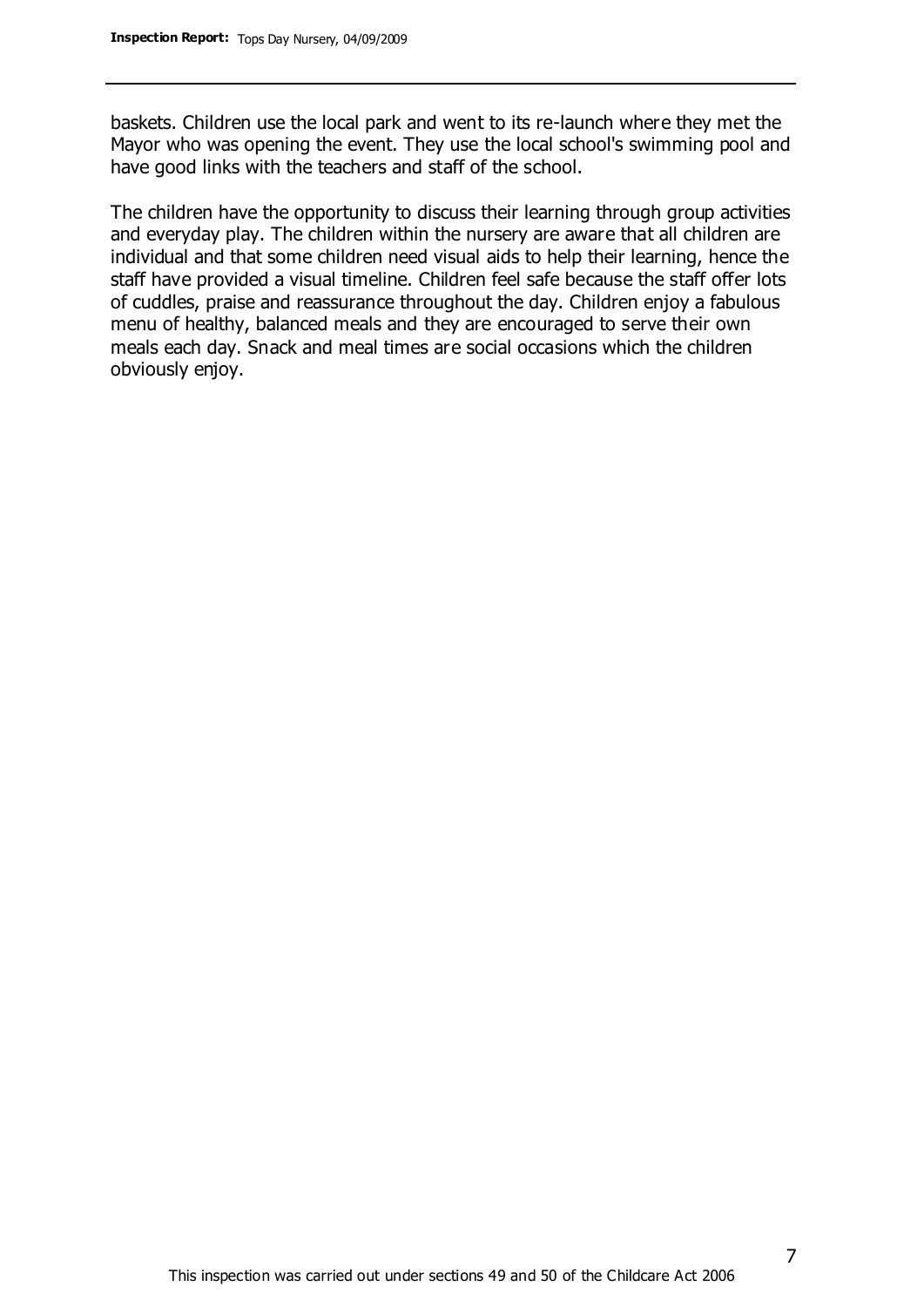baskets. Children use the local park and went to its re-launch where they met the Mayor who was opening the event. They use the local school's swimming pool and have good links with the teachers and staff of the school.

The children have the opportunity to discuss their learning through group activities and everyday play. The children within the nursery are aware that all children are individual and that some children need visual aids to help their learning, hence the staff have provided a visual timeline. Children feel safe because the staff offer lots of cuddles, praise and reassurance throughout the day. Children enjoy a fabulous menu of healthy, balanced meals and they are encouraged to serve their own meals each day. Snack and meal times are social occasions which the children obviously enjoy.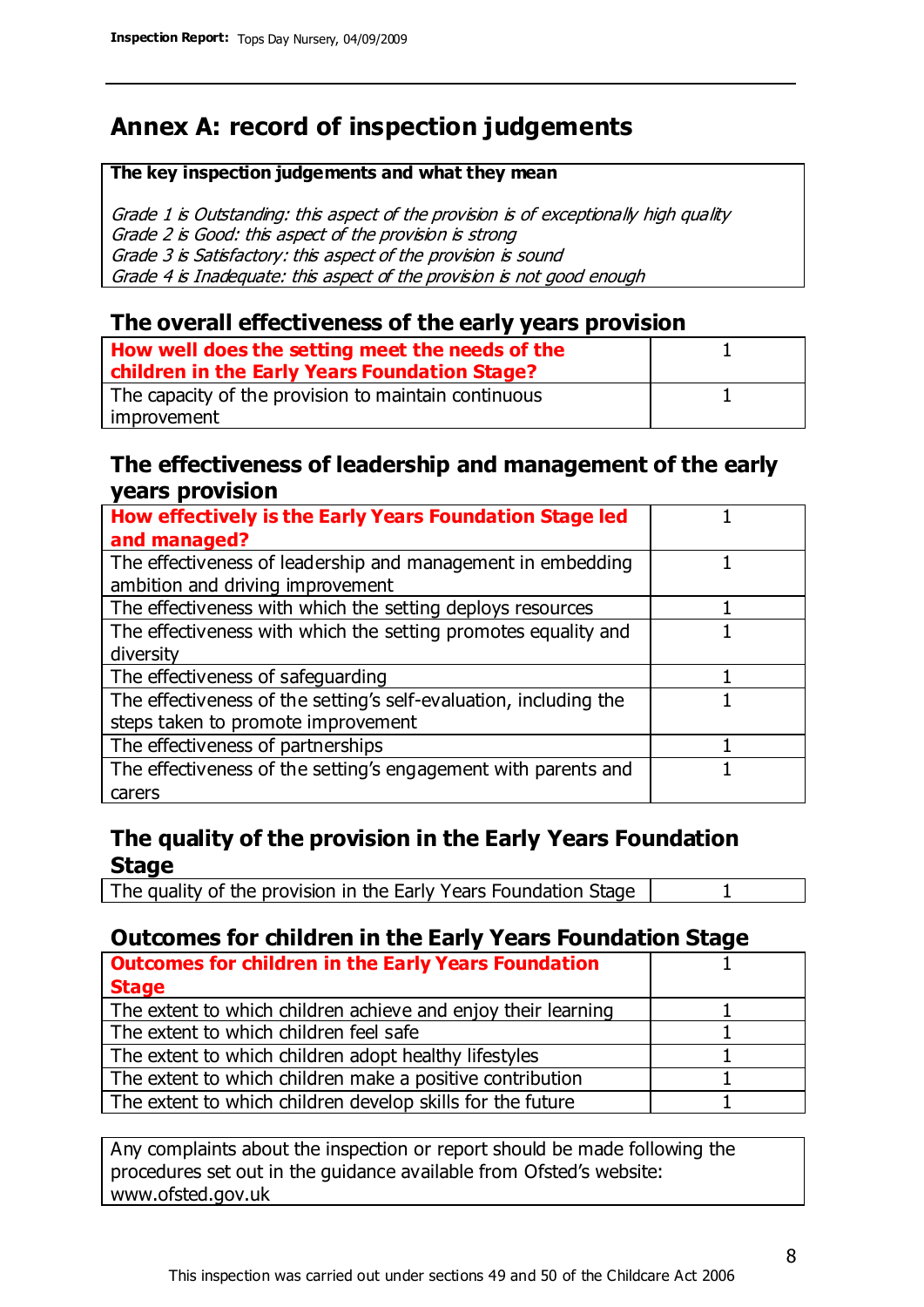# Annex A: record of inspection judgements

| The key inspection judgements and what they mean |
|---|
| *Grade 1 is Outstanding: this aspect of the provision is of exceptionally high quality* <br> *Grade 2 is Good: this aspect of the provision is strong* <br> *Grade 3 is Satisfactory: this aspect of the provision is sound* <br> *Grade 4 is Inadequate: this aspect of the provision is not good enough* |

## The overall effectiveness of the early years provision

| | |
|---|---|
| **How well does the setting meet the needs of the children in the Early Years Foundation Stage?** | 1 |
| The capacity of the provision to maintain continuous improvement | 1 |

## The effectiveness of leadership and management of the early years provision

| | |
|---|---|
| **How effectively is the Early Years Foundation Stage led and managed?** | 1 |
| The effectiveness of leadership and management in embedding ambition and driving improvement | 1 |
| The effectiveness with which the setting deploys resources | 1 |
| The effectiveness with which the setting promotes equality and diversity | 1 |
| The effectiveness of safeguarding | 1 |
| The effectiveness of the setting's self-evaluation, including the steps taken to promote improvement | 1 |
| The effectiveness of partnerships | 1 |
| The effectiveness of the setting's engagement with parents and carers | 1 |

## The quality of the provision in the Early Years Foundation Stage

| | |
|---|---|
| The quality of the provision in the Early Years Foundation Stage | 1 |

## Outcomes for children in the Early Years Foundation Stage

| | |
|---|---|
| **Outcomes for children in the Early Years Foundation Stage** | 1 |
| The extent to which children achieve and enjoy their learning | 1 |
| The extent to which children feel safe | 1 |
| The extent to which children adopt healthy lifestyles | 1 |
| The extent to which children make a positive contribution | 1 |
| The extent to which children develop skills for the future | 1 |

Any complaints about the inspection or report should be made following the procedures set out in the guidance available from Ofsted's website: www.ofsted.gov.uk

This inspection was carried out under sections 49 and 50 of the Childcare Act 2006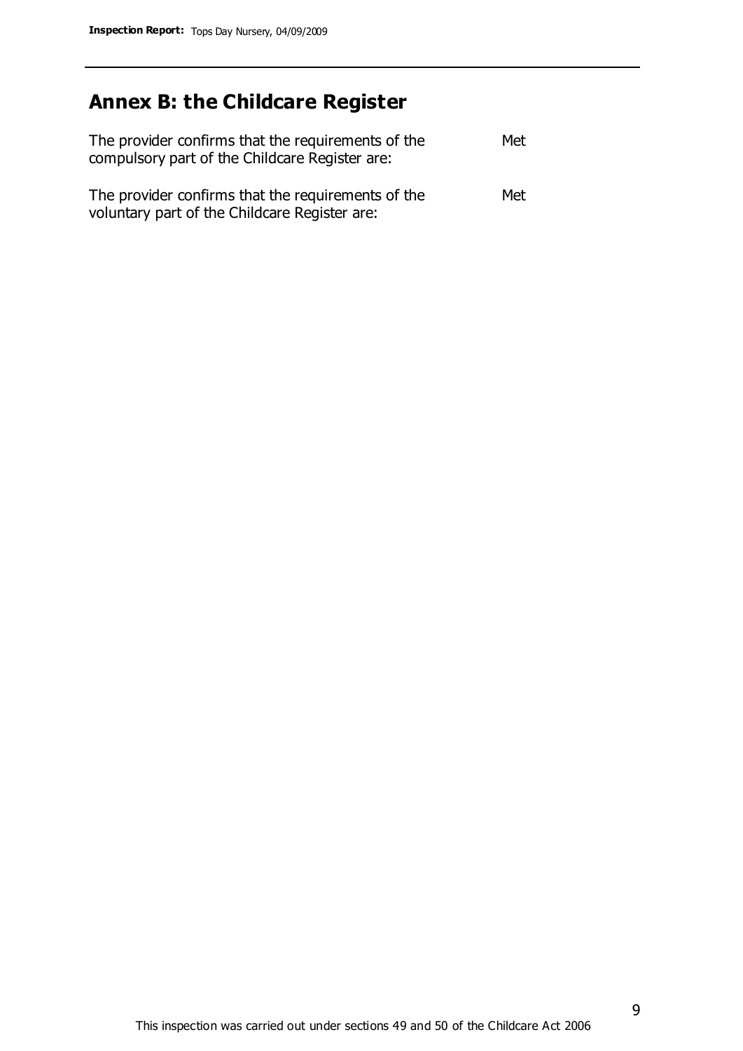## Annex B: the Childcare Register

| | |
|---|---|
| The provider confirms that the requirements of the compulsory part of the Childcare Register are: | Met |
| The provider confirms that the requirements of the voluntary part of the Childcare Register are: | Met |

This inspection was carried out under sections 49 and 50 of the Childcare Act 2006